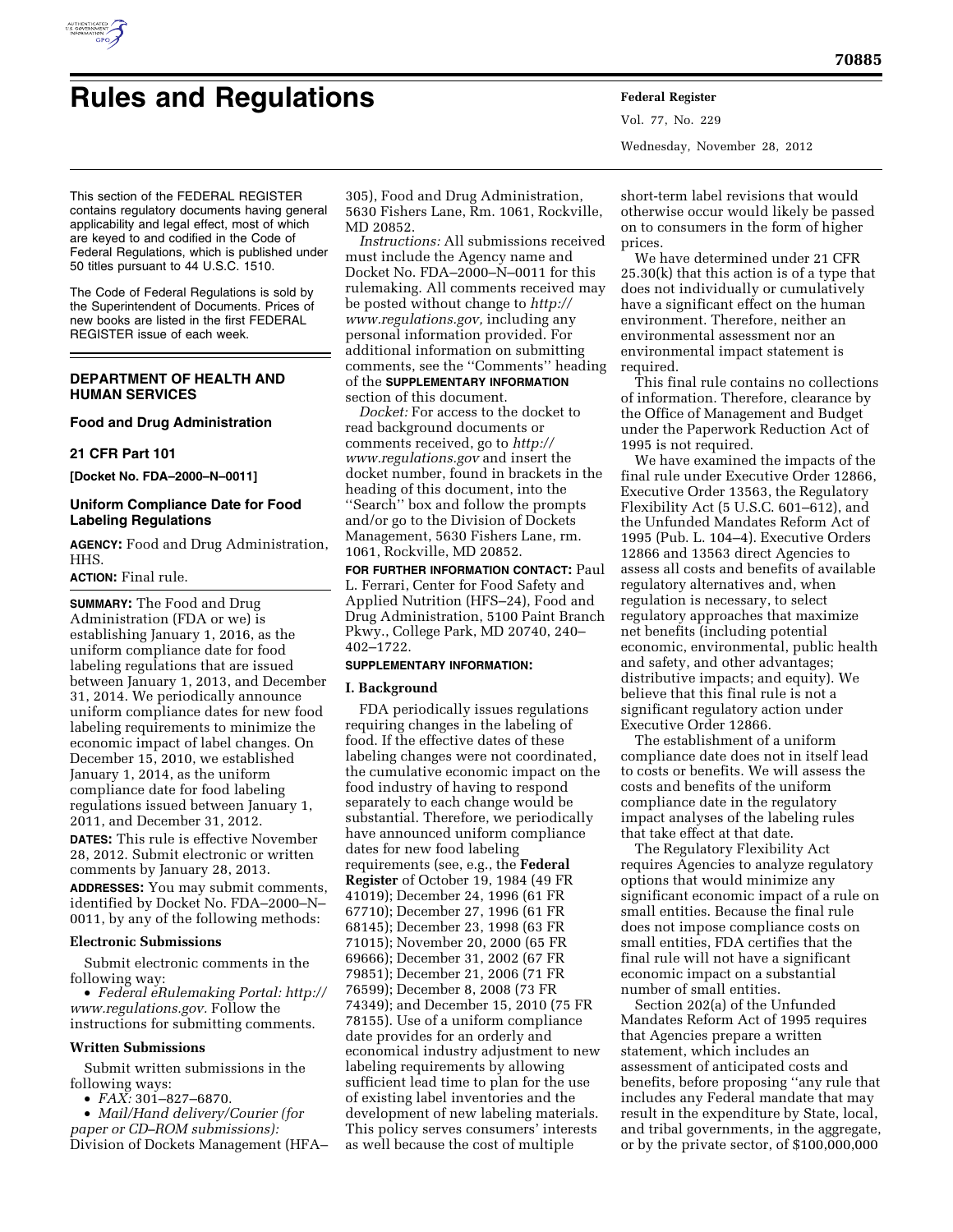# Rules and Regulations

This section of the FEDERAL REGISTER contains regulatory documents having general applicability and legal effect, most of which are keyed to and codified in the Code of Federal Regulations, which is published under 50 titles pursuant to 44 U.S.C. 1510.

The Code of Federal Regulations is sold by the Superintendent of Documents. Prices of new books are listed in the first FEDERAL REGISTER issue of each week.

## DEPARTMENT OF HEALTH AND HUMAN SERVICES

### Food and Drug Administration

### 21 CFR Part 101

**[Docket No. FDA–2000–N–0011]**

### Uniform Compliance Date for Food Labeling Regulations

**AGENCY:** Food and Drug Administration, HHS.

**ACTION:** Final rule.

**SUMMARY:** The Food and Drug Administration (FDA or we) is establishing January 1, 2016, as the uniform compliance date for food labeling regulations that are issued between January 1, 2013, and December 31, 2014. We periodically announce uniform compliance dates for new food labeling requirements to minimize the economic impact of label changes. On December 15, 2010, we established January 1, 2014, as the uniform compliance date for food labeling regulations issued between January 1, 2011, and December 31, 2012.

**DATES:** This rule is effective November 28, 2012. Submit electronic or written comments by January 28, 2013.

**ADDRESSES:** You may submit comments, identified by Docket No. FDA–2000–N–0011, by any of the following methods:

**Electronic Submissions**

Submit electronic comments in the following way:

- *Federal eRulemaking Portal: http://www.regulations.gov.* Follow the instructions for submitting comments.

**Written Submissions**

Submit written submissions in the following ways:

- *FAX:* 301–827–6870.
- *Mail/Hand delivery/Courier (for paper or CD–ROM submissions):* Division of Dockets Management (HFA–305), Food and Drug Administration, 5630 Fishers Lane, Rm. 1061, Rockville, MD 20852.

*Instructions:* All submissions received must include the Agency name and Docket No. FDA–2000–N–0011 for this rulemaking. All comments received may be posted without change to *http://www.regulations.gov,* including any personal information provided. For additional information on submitting comments, see the ''Comments'' heading of the **SUPPLEMENTARY INFORMATION** section of this document.

*Docket:* For access to the docket to read background documents or comments received, go to *http://www.regulations.gov* and insert the docket number, found in brackets in the heading of this document, into the ''Search'' box and follow the prompts and/or go to the Division of Dockets Management, 5630 Fishers Lane, rm. 1061, Rockville, MD 20852.

**FOR FURTHER INFORMATION CONTACT:** Paul L. Ferrari, Center for Food Safety and Applied Nutrition (HFS–24), Food and Drug Administration, 5100 Paint Branch Pkwy., College Park, MD 20740, 240–402–1722.

**SUPPLEMENTARY INFORMATION:**

**I. Background**

FDA periodically issues regulations requiring changes in the labeling of food. If the effective dates of these labeling changes were not coordinated, the cumulative economic impact on the food industry of having to respond separately to each change would be substantial. Therefore, we periodically have announced uniform compliance dates for new food labeling requirements (see, e.g., the **Federal Register** of October 19, 1984 (49 FR 41019); December 24, 1996 (61 FR 67710); December 27, 1996 (61 FR 68145); December 23, 1998 (63 FR 71015); November 20, 2000 (65 FR 69666); December 31, 2002 (67 FR 79851); December 21, 2006 (71 FR 76599); December 8, 2008 (73 FR 74349); and December 15, 2010 (75 FR 78155). Use of a uniform compliance date provides for an orderly and economical industry adjustment to new labeling requirements by allowing sufficient lead time to plan for the use of existing label inventories and the development of new labeling materials. This policy serves consumers' interests as well because the cost of multiple short-term label revisions that would otherwise occur would likely be passed on to consumers in the form of higher prices.

We have determined under 21 CFR 25.30(k) that this action is of a type that does not individually or cumulatively have a significant effect on the human environment. Therefore, neither an environmental assessment nor an environmental impact statement is required.

This final rule contains no collections of information. Therefore, clearance by the Office of Management and Budget under the Paperwork Reduction Act of 1995 is not required.

We have examined the impacts of the final rule under Executive Order 12866, Executive Order 13563, the Regulatory Flexibility Act (5 U.S.C. 601–612), and the Unfunded Mandates Reform Act of 1995 (Pub. L. 104–4). Executive Orders 12866 and 13563 direct Agencies to assess all costs and benefits of available regulatory alternatives and, when regulation is necessary, to select regulatory approaches that maximize net benefits (including potential economic, environmental, public health and safety, and other advantages; distributive impacts; and equity). We believe that this final rule is not a significant regulatory action under Executive Order 12866.

The establishment of a uniform compliance date does not in itself lead to costs or benefits. We will assess the costs and benefits of the uniform compliance date in the regulatory impact analyses of the labeling rules that take effect at that date.

The Regulatory Flexibility Act requires Agencies to analyze regulatory options that would minimize any significant economic impact of a rule on small entities. Because the final rule does not impose compliance costs on small entities, FDA certifies that the final rule will not have a significant economic impact on a substantial number of small entities.

Section 202(a) of the Unfunded Mandates Reform Act of 1995 requires that Agencies prepare a written statement, which includes an assessment of anticipated costs and benefits, before proposing ''any rule that includes any Federal mandate that may result in the expenditure by State, local, and tribal governments, in the aggregate, or by the private sector, of $100,000,000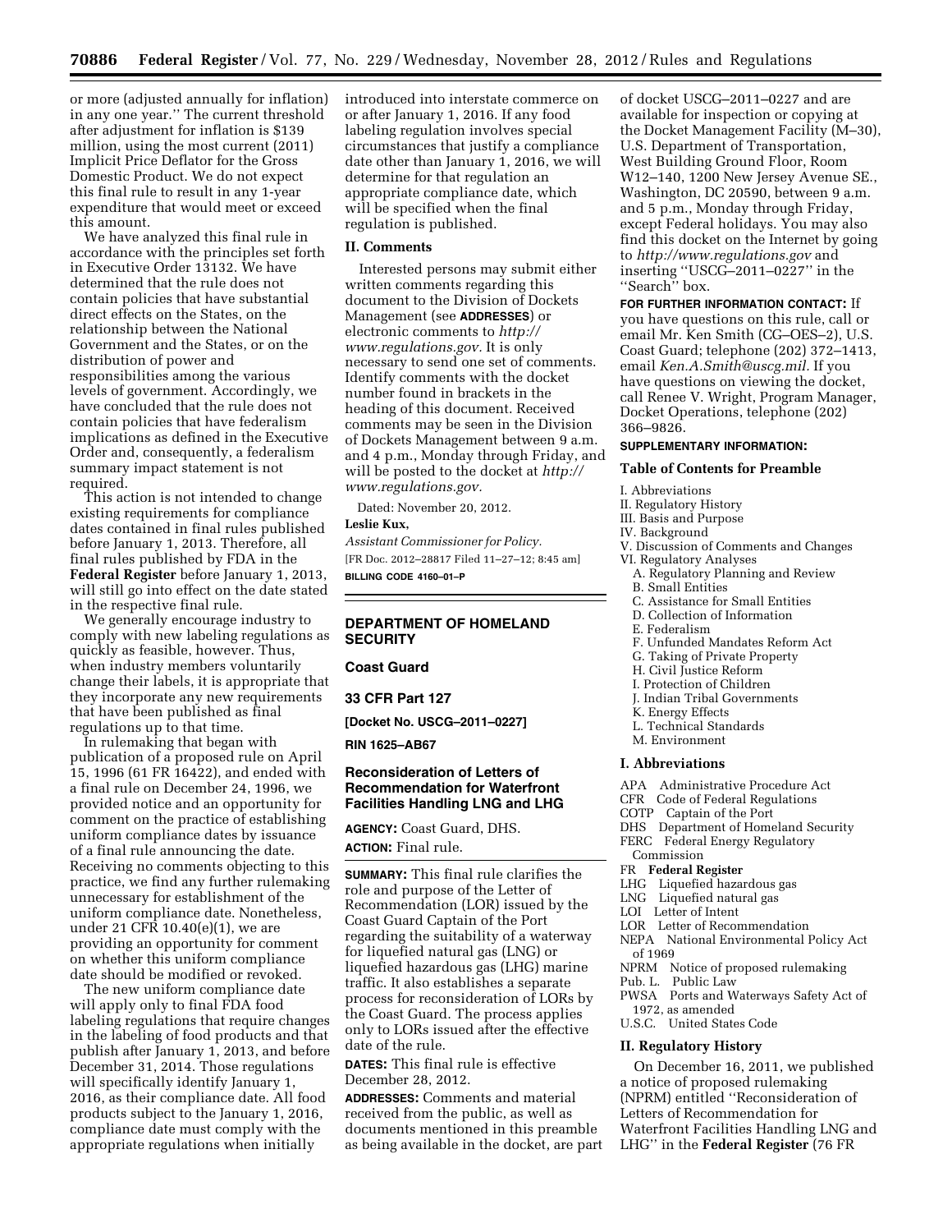or more (adjusted annually for inflation) in any one year.'' The current threshold after adjustment for inflation is $139 million, using the most current (2011) Implicit Price Deflator for the Gross Domestic Product. We do not expect this final rule to result in any 1-year expenditure that would meet or exceed this amount.

We have analyzed this final rule in accordance with the principles set forth in Executive Order 13132. We have determined that the rule does not contain policies that have substantial direct effects on the States, on the relationship between the National Government and the States, or on the distribution of power and responsibilities among the various levels of government. Accordingly, we have concluded that the rule does not contain policies that have federalism implications as defined in the Executive Order and, consequently, a federalism summary impact statement is not required.

This action is not intended to change existing requirements for compliance dates contained in final rules published before January 1, 2013. Therefore, all final rules published by FDA in the **Federal Register** before January 1, 2013, will still go into effect on the date stated in the respective final rule.

We generally encourage industry to comply with new labeling regulations as quickly as feasible, however. Thus, when industry members voluntarily change their labels, it is appropriate that they incorporate any new requirements that have been published as final regulations up to that time.

In rulemaking that began with publication of a proposed rule on April 15, 1996 (61 FR 16422), and ended with a final rule on December 24, 1996, we provided notice and an opportunity for comment on the practice of establishing uniform compliance dates by issuance of a final rule announcing the date. Receiving no comments objecting to this practice, we find any further rulemaking unnecessary for establishment of the uniform compliance date. Nonetheless, under 21 CFR 10.40(e)(1), we are providing an opportunity for comment on whether this uniform compliance date should be modified or revoked.

The new uniform compliance date will apply only to final FDA food labeling regulations that require changes in the labeling of food products and that publish after January 1, 2013, and before December 31, 2014. Those regulations will specifically identify January 1, 2016, as their compliance date. All food products subject to the January 1, 2016, compliance date must comply with the appropriate regulations when initially introduced into interstate commerce on or after January 1, 2016. If any food labeling regulation involves special circumstances that justify a compliance date other than January 1, 2016, we will determine for that regulation an appropriate compliance date, which will be specified when the final regulation is published.

## II. Comments

Interested persons may submit either written comments regarding this document to the Division of Dockets Management (see **ADDRESSES**) or electronic comments to *http://www.regulations.gov*. It is only necessary to send one set of comments. Identify comments with the docket number found in brackets in the heading of this document. Received comments may be seen in the Division of Dockets Management between 9 a.m. and 4 p.m., Monday through Friday, and will be posted to the docket at *http://www.regulations.gov*.

Dated: November 20, 2012.

**Leslie Kux,**

*Assistant Commissioner for Policy.*

[FR Doc. 2012–28817 Filed 11–27–12; 8:45 am]

**BILLING CODE 4160–01–P**

# DEPARTMENT OF HOMELAND SECURITY

## Coast Guard

## 33 CFR Part 127

**[Docket No. USCG–2011–0227]**

**RIN 1625–AB67**

## Reconsideration of Letters of Recommendation for Waterfront Facilities Handling LNG and LHG

**AGENCY:** Coast Guard, DHS.

**ACTION:** Final rule.

**SUMMARY:** This final rule clarifies the role and purpose of the Letter of Recommendation (LOR) issued by the Coast Guard Captain of the Port regarding the suitability of a waterway for liquefied natural gas (LNG) or liquefied hazardous gas (LHG) marine traffic. It also establishes a separate process for reconsideration of LORs by the Coast Guard. The process applies only to LORs issued after the effective date of the rule.

**DATES:** This final rule is effective December 28, 2012.

**ADDRESSES:** Comments and material received from the public, as well as documents mentioned in this preamble as being available in the docket, are part of docket USCG–2011–0227 and are available for inspection or copying at the Docket Management Facility (M–30), U.S. Department of Transportation, West Building Ground Floor, Room W12–140, 1200 New Jersey Avenue SE., Washington, DC 20590, between 9 a.m. and 5 p.m., Monday through Friday, except Federal holidays. You may also find this docket on the Internet by going to *http://www.regulations.gov* and inserting ''USCG–2011–0227'' in the ''Search'' box.

**FOR FURTHER INFORMATION CONTACT:** If you have questions on this rule, call or email Mr. Ken Smith (CG–OES–2), U.S. Coast Guard; telephone (202) 372–1413, email *Ken.A.Smith@uscg.mil*. If you have questions on viewing the docket, call Renee V. Wright, Program Manager, Docket Operations, telephone (202) 366–9826.

**SUPPLEMENTARY INFORMATION:**

### Table of Contents for Preamble

I. Abbreviations
II. Regulatory History
III. Basis and Purpose
IV. Background
V. Discussion of Comments and Changes
VI. Regulatory Analyses
  A. Regulatory Planning and Review
  B. Small Entities
  C. Assistance for Small Entities
  D. Collection of Information
  E. Federalism
  F. Unfunded Mandates Reform Act
  G. Taking of Private Property
  H. Civil Justice Reform
  I. Protection of Children
  J. Indian Tribal Governments
  K. Energy Effects
  L. Technical Standards
  M. Environment

### I. Abbreviations

APA Administrative Procedure Act
CFR Code of Federal Regulations
COTP Captain of the Port
DHS Department of Homeland Security
FERC Federal Energy Regulatory Commission
FR **Federal Register**
LHG Liquefied hazardous gas
LNG Liquefied natural gas
LOI Letter of Intent
LOR Letter of Recommendation
NEPA National Environmental Policy Act of 1969
NPRM Notice of proposed rulemaking
Pub. L. Public Law
PWSA Ports and Waterways Safety Act of 1972, as amended
U.S.C. United States Code

### II. Regulatory History

On December 16, 2011, we published a notice of proposed rulemaking (NPRM) entitled ''Reconsideration of Letters of Recommendation for Waterfront Facilities Handling LNG and LHG'' in the **Federal Register** (76 FR